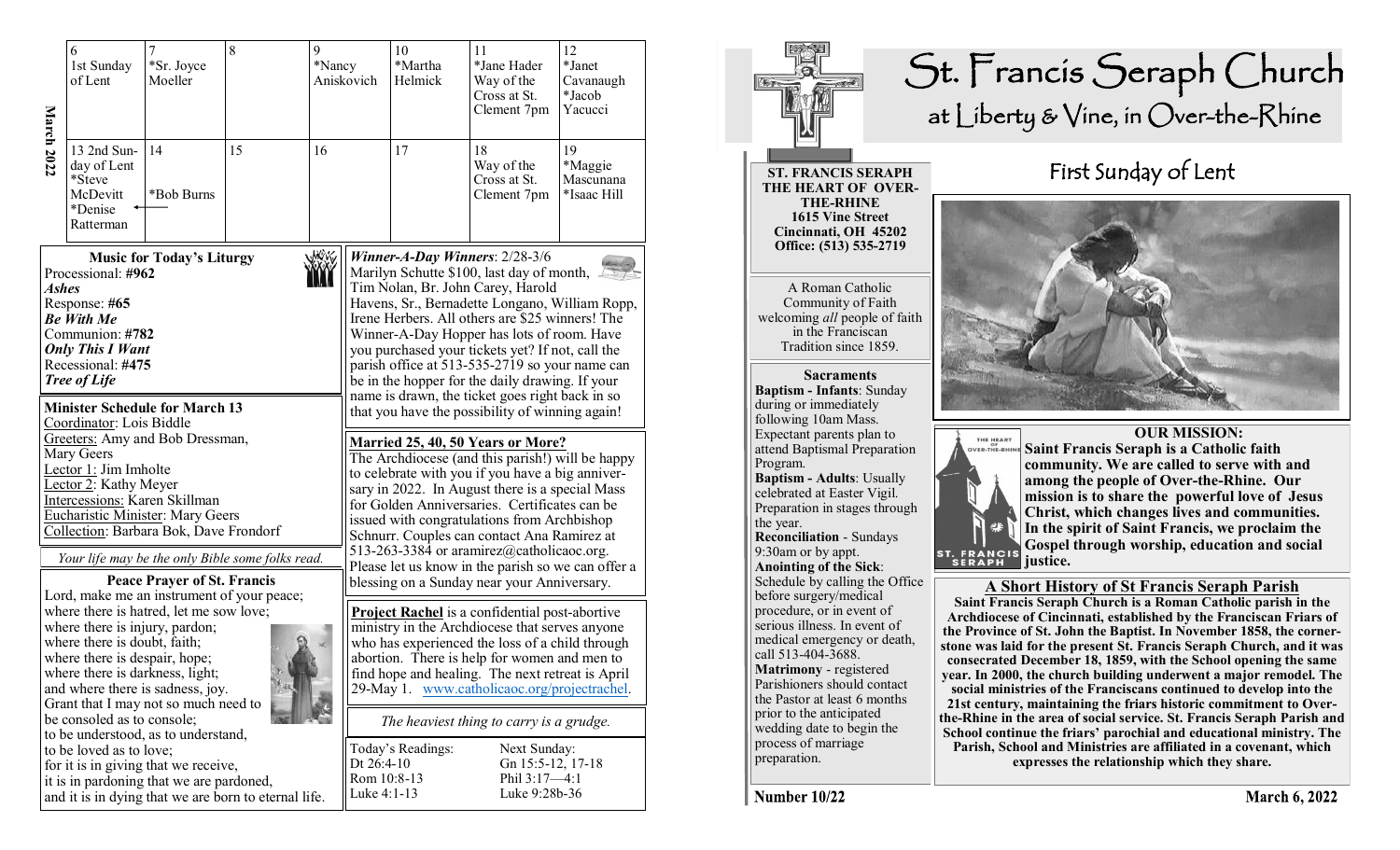## March 2022

| 6 | 7 | 8 | 9 | 10 | 11 | 12 |
|---|---|---|---|---|---|---|
| 1st Sunday of Lent | *Sr. Joyce Moeller | | *Nancy Aniskovich | *Martha Helmick | *Jane Hader Way of the Cross at St. Clement 7pm | *Janet Cavanaugh *Jacob Yacucci |
| 13 2nd Sunday of Lent *Steve McDevitt *Denise Ratterman | 14 *Bob Burns | 15 | 16 | 17 | 18 Way of the Cross at St. Clement 7pm | 19 *Maggie Mascunana *Isaac Hill |

### Music for Today's Liturgy

Processional: **#962**
***Ashes***
Response: **#65**
***Be With Me***
Communion: **#782**
***Only This I Want***
Recessional: **#475**
***Tree of Life***

### Minister Schedule for March 13

Coordinator: Lois Biddle
Greeters: Amy and Bob Dressman, Mary Geers
Lector 1: Jim Imholte
Lector 2: Kathy Meyer
Intercessions: Karen Skillman
Eucharistic Minister: Mary Geers
Collection: Barbara Bok, Dave Frondorf

*Your life may be the only Bible some folks read.*

### Peace Prayer of St. Francis

Lord, make me an instrument of your peace;
where there is hatred, let me sow love;
where there is injury, pardon;
where there is doubt, faith;
where there is despair, hope;
where there is darkness, light;
and where there is sadness, joy.
Grant that I may not so much need to be consoled as to console;
to be understood, as to understand,
to be loved as to love;
for it is in giving that we receive,
it is in pardoning that we are pardoned,
and it is in dying that we are born to eternal life.

***Winner-A-Day Winners***: 2/28-3/6
Marilyn Schutte $100, last day of month, Tim Nolan, Br. John Carey, Harold Havens, Sr., Bernadette Longano, William Ropp, Irene Herbers. All others are $25 winners! The Winner-A-Day Hopper has lots of room. Have you purchased your tickets yet? If not, call the parish office at 513-535-2719 so your name can be in the hopper for the daily drawing. If your name is drawn, the ticket goes right back in so that you have the possibility of winning again!

### Married 25, 40, 50 Years or More?

The Archdiocese (and this parish!) will be happy to celebrate with you if you have a big anniversary in 2022. In August there is a special Mass for Golden Anniversaries. Certificates can be issued with congratulations from Archbishop Schnurr. Couples can contact Ana Ramirez at 513-263-3384 or aramirez@catholicaoc.org. Please let us know in the parish so we can offer a blessing on a Sunday near your Anniversary.

**Project Rachel** is a confidential post-abortive ministry in the Archdiocese that serves anyone who has experienced the loss of a child through abortion. There is help for women and men to find hope and healing. The next retreat is April 29-May 1. www.catholicaoc.org/projectrachel.

*The heaviest thing to carry is a grudge.*

| Today's Readings: | Next Sunday: |
|---|---|
| Dt 26:4-10 | Gn 15:5-12, 17-18 |
| Rom 10:8-13 | Phil 3:17—4:1 |
| Luke 4:1-13 | Luke 9:28b-36 |

# St. Francis Seraph Church
## at Liberty & Vine, in Over-the-Rhine

**ST. FRANCIS SERAPH**
**THE HEART OF OVER-THE-RHINE**
**1615 Vine Street**
**Cincinnati, OH 45202**
**Office: (513) 535-2719**

A Roman Catholic Community of Faith welcoming *all* people of faith in the Franciscan Tradition since 1859.

### Sacraments

**Baptism - Infants**: Sunday during or immediately following 10am Mass. Expectant parents plan to attend Baptismal Preparation Program.
**Baptism - Adults**: Usually celebrated at Easter Vigil. Preparation in stages through the year.
**Reconciliation** - Sundays 9:30am or by appt.
**Anointing of the Sick**: Schedule by calling the Office before surgery/medical procedure, or in event of serious illness. In event of medical emergency or death, call 513-404-3688.
**Matrimony** - registered Parishioners should contact the Pastor at least 6 months prior to the anticipated wedding date to begin the process of marriage preparation.

## First Sunday of Lent

### OUR MISSION:

**Saint Francis Seraph is a Catholic faith community. We are called to serve with and among the people of Over-the-Rhine. Our mission is to share the powerful love of Jesus Christ, which changes lives and communities. In the spirit of Saint Francis, we proclaim the Gospel through worship, education and social justice.**

### A Short History of St Francis Seraph Parish

**Saint Francis Seraph Church is a Roman Catholic parish in the Archdiocese of Cincinnati, established by the Franciscan Friars of the Province of St. John the Baptist. In November 1858, the cornerstone was laid for the present St. Francis Seraph Church, and it was consecrated December 18, 1859, with the School opening the same year. In 2000, the church building underwent a major remodel. The social ministries of the Franciscans continued to develop into the 21st century, maintaining the friars historic commitment to Over-the-Rhine in the area of social service. St. Francis Seraph Parish and School continue the friars' parochial and educational ministry. The Parish, School and Ministries are affiliated in a covenant, which expresses the relationship which they share.**

**Number 10/22** **March 6, 2022**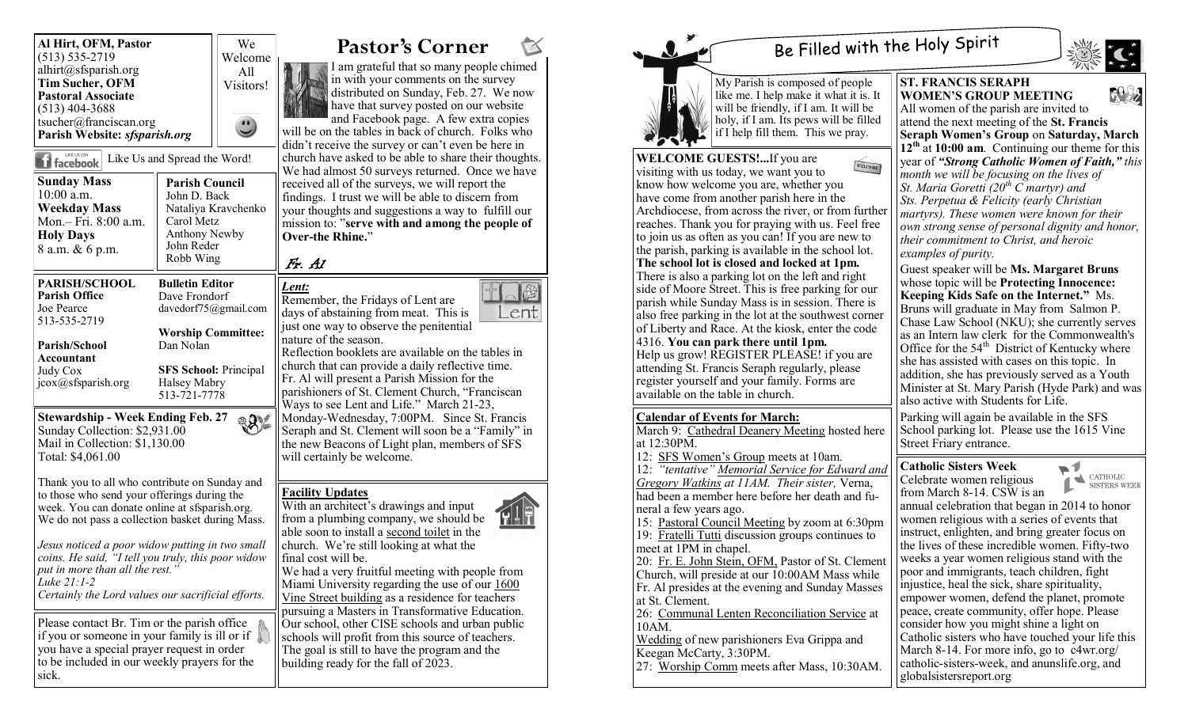**Al Hirt, OFM, Pastor**
(513) 535-2719
alhirt@sfsparish.org
**Tim Sucher, OFM**
**Pastoral Associate**
(513) 404-3688
tsucher@franciscan.org
**Parish Website:** ***sfsparish.org***

We Welcome All Visitors!

Like Us and Spread the Word!

**Sunday Mass**
10:00 a.m.
**Weekday Mass**
Mon.– Fri. 8:00 a.m.
**Holy Days**
8 a.m. & 6 p.m.

**Parish Council**
John D. Back
Nataliya Kravchenko
Carol Metz
Anthony Newby
John Reder
Robb Wing

**PARISH/SCHOOL**
**Parish Office**
Joe Pearce
513-535-2719

**Parish/School Accountant**
Judy Cox
jcox@sfsparish.org

**Bulletin Editor**
Dave Frondorf
davedorf75@gmail.com

**Worship Committee:**
Dan Nolan

**SFS School:** Principal
Halsey Mabry
513-721-7778

**Stewardship - Week Ending Feb. 27**
Sunday Collection: $2,931.00
Mail in Collection: $1,130.00
Total: $4,061.00

Thank you to all who contribute on Sunday and to those who send your offerings during the week. You can donate online at sfsparish.org. We do not pass a collection basket during Mass.

*Jesus noticed a poor widow putting in two small coins. He said, "I tell you truly, this poor widow put in more than all the rest." Luke 21:1-2*
*Certainly the Lord values our sacrificial efforts.*

Please contact Br. Tim or the parish office if you or someone in your family is ill or if you have a special prayer request in order to be included in our weekly prayers for the sick.

# Pastor's Corner

I am grateful that so many people chimed in with your comments on the survey distributed on Sunday, Feb. 27. We now have that survey posted on our website and Facebook page. A few extra copies will be on the tables in back of church. Folks who didn't receive the survey or can't even be here in church have asked to be able to share their thoughts. We had almost 50 surveys returned. Once we have received all of the surveys, we will report the findings. I trust we will be able to discern from your thoughts and suggestions a way to fulfill our mission to: "**serve with and among the people of Over-the Rhine.**"

*Fr. Al*

## *Lent:*

Remember, the Fridays of Lent are days of abstaining from meat. This is just one way to observe the penitential nature of the season.
Reflection booklets are available on the tables in church that can provide a daily reflective time.
Fr. Al will present a Parish Mission for the parishioners of St. Clement Church, "Franciscan Ways to see Lent and Life." March 21-23, Monday-Wednesday, 7:00PM. Since St. Francis Seraph and St. Clement will soon be a "Family" in the new Beacons of Light plan, members of SFS will certainly be welcome.

## Facility Updates

With an architect's drawings and input from a plumbing company, we should be able soon to install a second toilet in the church. We're still looking at what the final cost will be.
We had a very fruitful meeting with people from Miami University regarding the use of our 1600 Vine Street building as a residence for teachers pursuing a Masters in Transformative Education. Our school, other CISE schools and urban public schools will profit from this source of teachers. The goal is still to have the program and the building ready for the fall of 2023.

# Be Filled with the Holy Spirit

My Parish is composed of people like me. I help make it what it is. It will be friendly, if I am. It will be holy, if I am. Its pews will be filled if I help fill them. This we pray.

**WELCOME GUESTS!...**If you are visiting with us today, we want you to know how welcome you are, whether you have come from another parish here in the Archdiocese, from across the river, or from further reaches. Thank you for praying with us. Feel free to join us as often as you can! If you are new to the parish, parking is available in the school lot. **The school lot is closed and locked at 1pm.** There is also a parking lot on the left and right side of Moore Street. This is free parking for our parish while Sunday Mass is in session. There is also free parking in the lot at the southwest corner of Liberty and Race. At the kiosk, enter the code 4316. **You can park there until 1pm.**
Help us grow! REGISTER PLEASE! if you are attending St. Francis Seraph regularly, please register yourself and your family. Forms are available on the table in church.

**Calendar of Events for March:**
March 9: Cathedral Deanery Meeting hosted here at 12:30PM.
12: SFS Women's Group meets at 10am.
12: *"tentative" Memorial Service for Edward and Gregory Watkins at 11AM. Their sister,* Verna, had been a member here before her death and funeral a few years ago.
15: Pastoral Council Meeting by zoom at 6:30pm
19: Fratelli Tutti discussion groups continues to meet at 1PM in chapel.
20: Fr. E. John Stein, OFM, Pastor of St. Clement Church, will preside at our 10:00AM Mass while Fr. Al presides at the evening and Sunday Masses at St. Clement.
26: Communal Lenten Reconciliation Service at 10AM.
Wedding of new parishioners Eva Grippa and Keegan McCarty, 3:30PM.
27: Worship Comm meets after Mass, 10:30AM.

**ST. FRANCIS SERAPH WOMEN'S GROUP MEETING**
All women of the parish are invited to attend the next meeting of the **St. Francis Seraph Women's Group** on **Saturday, March 12th** at **10:00 am**. Continuing our theme for this year of ***"Strong Catholic Women of Faith,"*** *this month we will be focusing on the lives of St. Maria Goretti (20th C martyr) and Sts. Perpetua & Felicity (early Christian martyrs). These women were known for their own strong sense of personal dignity and honor, their commitment to Christ, and heroic examples of purity.*
Guest speaker will be **Ms. Margaret Bruns** whose topic will be **Protecting Innocence: Keeping Kids Safe on the Internet."** Ms. Bruns will graduate in May from Salmon P. Chase Law School (NKU); she currently serves as an Intern law clerk for the Commonwealth's Office for the 54th District of Kentucky where she has assisted with cases on this topic. In addition, she has previously served as a Youth Minister at St. Mary Parish (Hyde Park) and was also active with Students for Life.
Parking will again be available in the SFS School parking lot. Please use the 1615 Vine Street Friary entrance.

**Catholic Sisters Week**
Celebrate women religious from March 8-14. CSW is an annual celebration that began in 2014 to honor women religious with a series of events that instruct, enlighten, and bring greater focus on the lives of these incredible women. Fifty-two weeks a year women religious stand with the poor and immigrants, teach children, fight injustice, heal the sick, share spirituality, empower women, defend the planet, promote peace, create community, offer hope. Please consider how you might shine a light on Catholic sisters who have touched your life this March 8-14. For more info, go to c4wr.org/catholic-sisters-week, and anunslife.org, and globalsistersreport.org